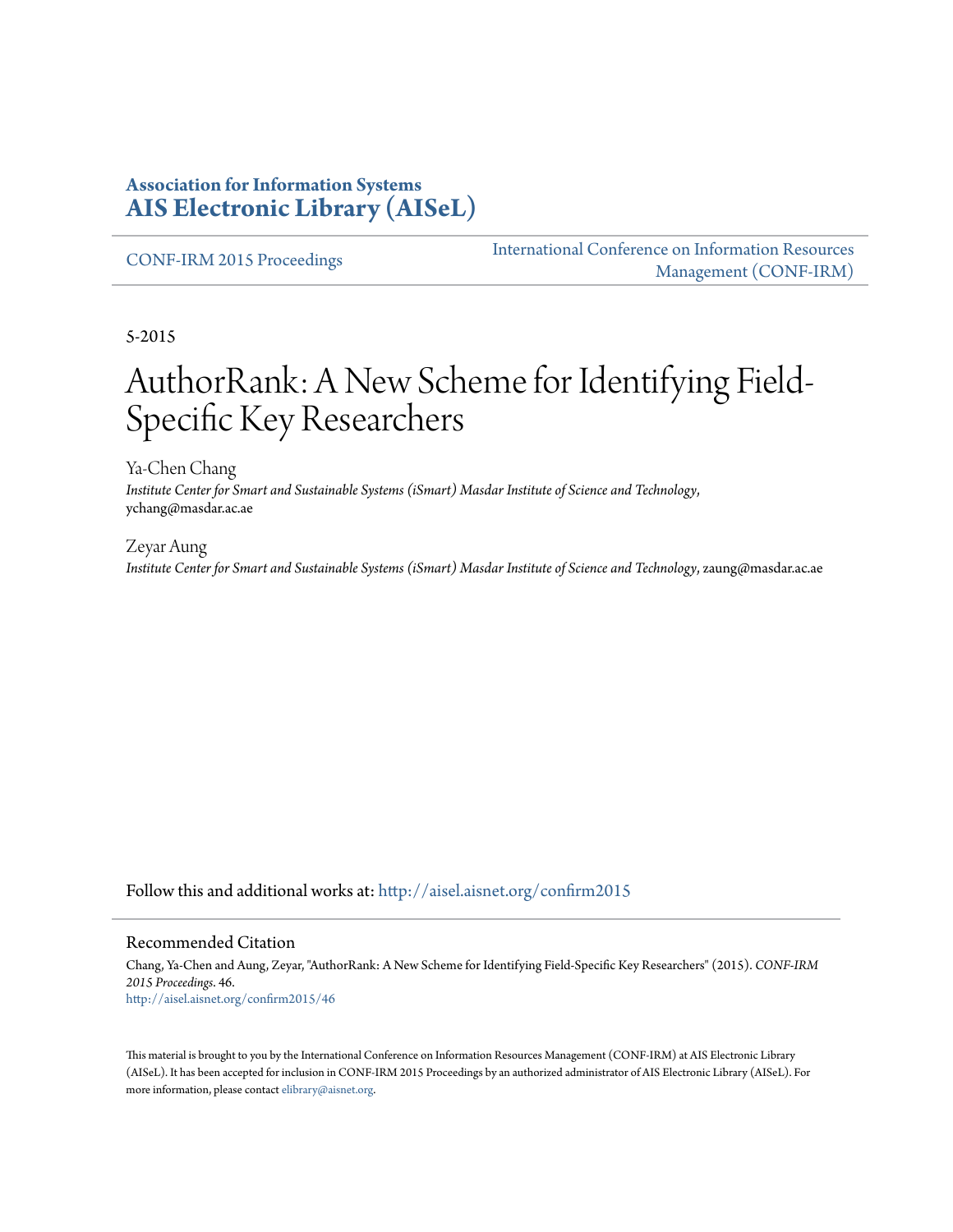**Association for Information Systems**
**AIS Electronic Library (AISeL)**

CONF-IRM 2015 Proceedings

International Conference on Information Resources Management (CONF-IRM)

5-2015

# AuthorRank: A New Scheme for Identifying Field-Specific Key Researchers

Ya-Chen Chang
*Institute Center for Smart and Sustainable Systems (iSmart) Masdar Institute of Science and Technology*, ychang@masdar.ac.ae

Zeyar Aung
*Institute Center for Smart and Sustainable Systems (iSmart) Masdar Institute of Science and Technology*, zaung@masdar.ac.ae

Follow this and additional works at: http://aisel.aisnet.org/confirm2015

## Recommended Citation

Chang, Ya-Chen and Aung, Zeyar, "AuthorRank: A New Scheme for Identifying Field-Specific Key Researchers" (2015). *CONF-IRM 2015 Proceedings*. 46.
http://aisel.aisnet.org/confirm2015/46

This material is brought to you by the International Conference on Information Resources Management (CONF-IRM) at AIS Electronic Library (AISeL). It has been accepted for inclusion in CONF-IRM 2015 Proceedings by an authorized administrator of AIS Electronic Library (AISeL). For more information, please contact elibrary@aisnet.org.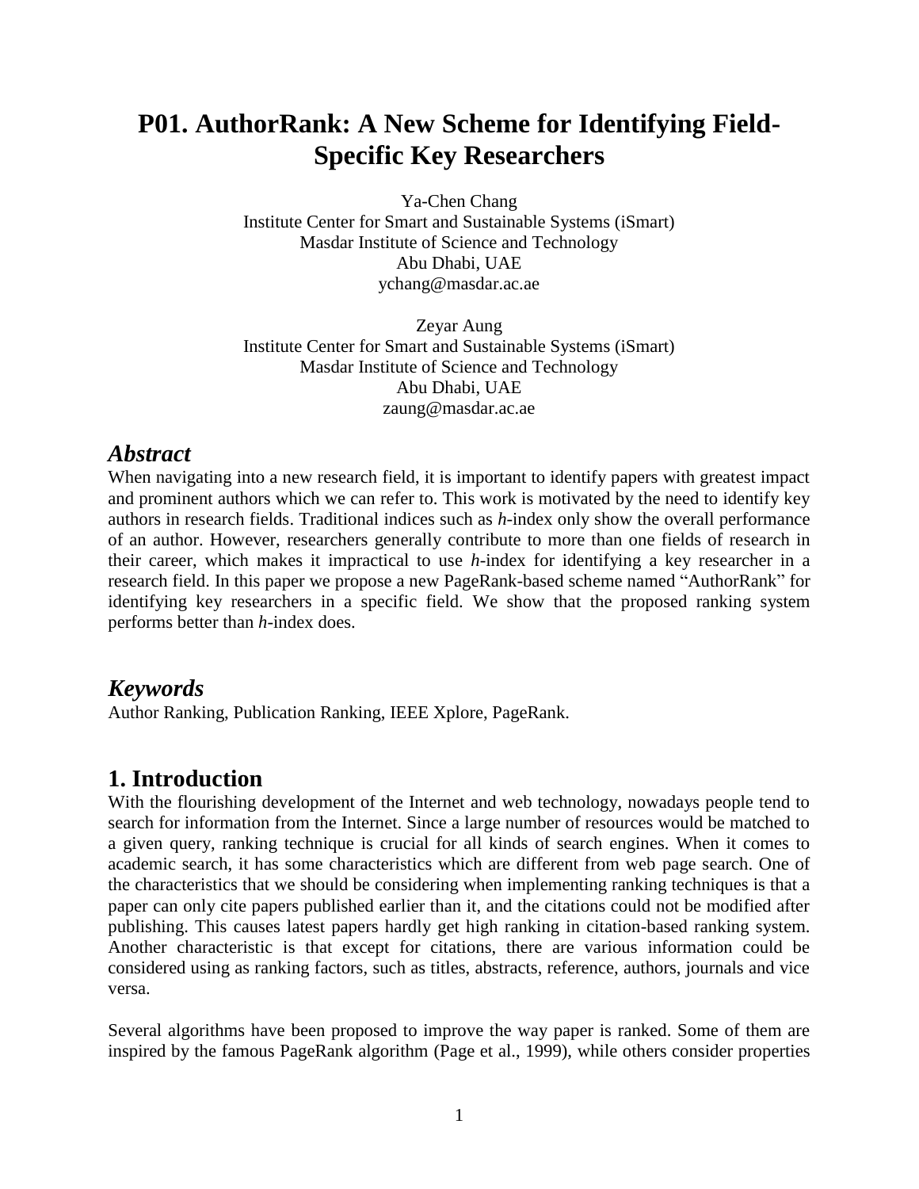# P01. AuthorRank: A New Scheme for Identifying Field-Specific Key Researchers

Ya-Chen Chang
Institute Center for Smart and Sustainable Systems (iSmart)
Masdar Institute of Science and Technology
Abu Dhabi, UAE
ychang@masdar.ac.ae

Zeyar Aung
Institute Center for Smart and Sustainable Systems (iSmart)
Masdar Institute of Science and Technology
Abu Dhabi, UAE
zaung@masdar.ac.ae

## *Abstract*

When navigating into a new research field, it is important to identify papers with greatest impact and prominent authors which we can refer to. This work is motivated by the need to identify key authors in research fields. Traditional indices such as *h*-index only show the overall performance of an author. However, researchers generally contribute to more than one fields of research in their career, which makes it impractical to use *h*-index for identifying a key researcher in a research field. In this paper we propose a new PageRank-based scheme named "AuthorRank" for identifying key researchers in a specific field. We show that the proposed ranking system performs better than *h*-index does.

## *Keywords*

Author Ranking, Publication Ranking, IEEE Xplore, PageRank.

## 1. Introduction

With the flourishing development of the Internet and web technology, nowadays people tend to search for information from the Internet. Since a large number of resources would be matched to a given query, ranking technique is crucial for all kinds of search engines. When it comes to academic search, it has some characteristics which are different from web page search. One of the characteristics that we should be considering when implementing ranking techniques is that a paper can only cite papers published earlier than it, and the citations could not be modified after publishing. This causes latest papers hardly get high ranking in citation-based ranking system. Another characteristic is that except for citations, there are various information could be considered using as ranking factors, such as titles, abstracts, reference, authors, journals and vice versa.

Several algorithms have been proposed to improve the way paper is ranked. Some of them are inspired by the famous PageRank algorithm (Page et al., 1999), while others consider properties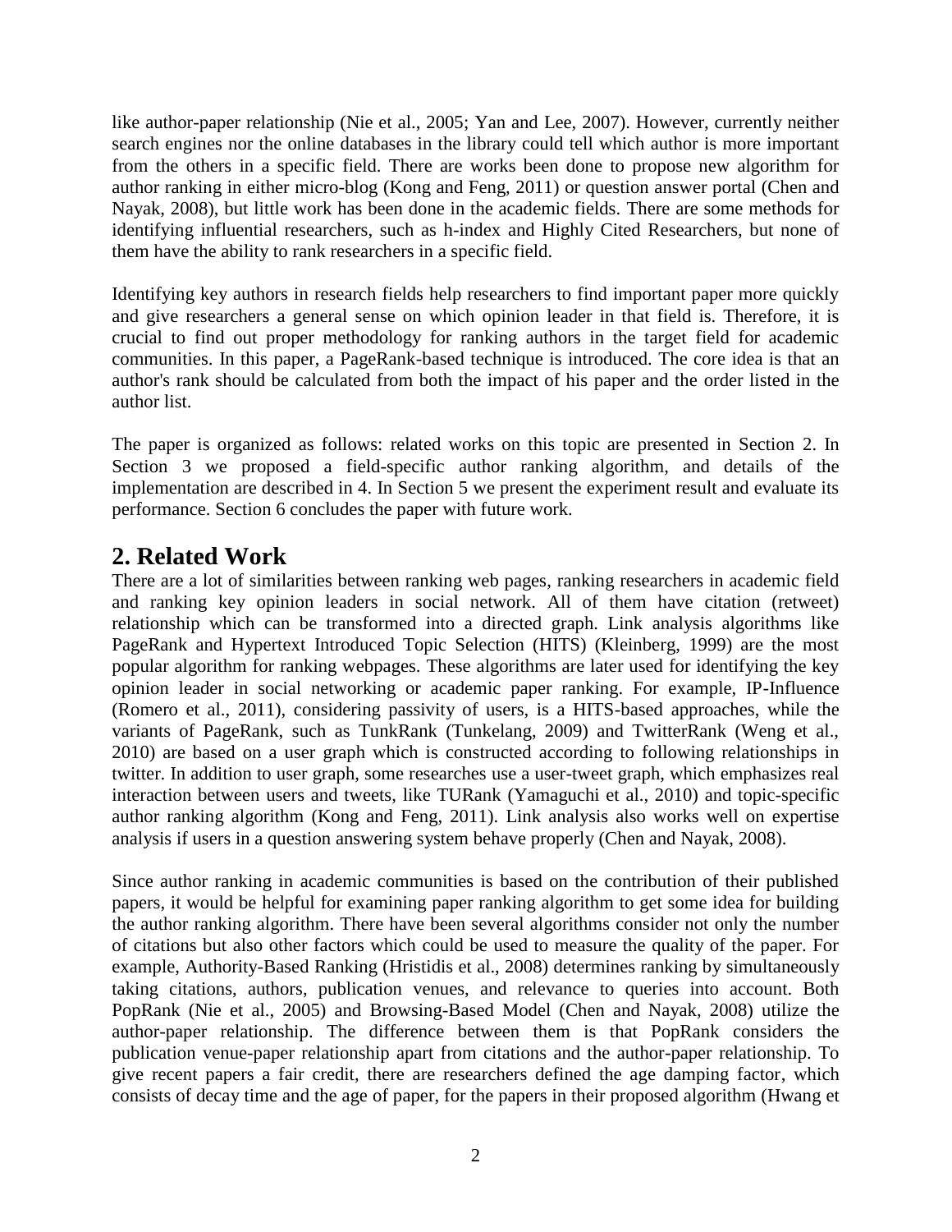like author-paper relationship (Nie et al., 2005; Yan and Lee, 2007). However, currently neither search engines nor the online databases in the library could tell which author is more important from the others in a specific field. There are works been done to propose new algorithm for author ranking in either micro-blog (Kong and Feng, 2011) or question answer portal (Chen and Nayak, 2008), but little work has been done in the academic fields. There are some methods for identifying influential researchers, such as h-index and Highly Cited Researchers, but none of them have the ability to rank researchers in a specific field.

Identifying key authors in research fields help researchers to find important paper more quickly and give researchers a general sense on which opinion leader in that field is. Therefore, it is crucial to find out proper methodology for ranking authors in the target field for academic communities. In this paper, a PageRank-based technique is introduced. The core idea is that an author's rank should be calculated from both the impact of his paper and the order listed in the author list.

The paper is organized as follows: related works on this topic are presented in Section 2. In Section 3 we proposed a field-specific author ranking algorithm, and details of the implementation are described in 4. In Section 5 we present the experiment result and evaluate its performance. Section 6 concludes the paper with future work.

## 2. Related Work

There are a lot of similarities between ranking web pages, ranking researchers in academic field and ranking key opinion leaders in social network. All of them have citation (retweet) relationship which can be transformed into a directed graph. Link analysis algorithms like PageRank and Hypertext Introduced Topic Selection (HITS) (Kleinberg, 1999) are the most popular algorithm for ranking webpages. These algorithms are later used for identifying the key opinion leader in social networking or academic paper ranking. For example, IP-Influence (Romero et al., 2011), considering passivity of users, is a HITS-based approaches, while the variants of PageRank, such as TunkRank (Tunkelang, 2009) and TwitterRank (Weng et al., 2010) are based on a user graph which is constructed according to following relationships in twitter. In addition to user graph, some researches use a user-tweet graph, which emphasizes real interaction between users and tweets, like TURank (Yamaguchi et al., 2010) and topic-specific author ranking algorithm (Kong and Feng, 2011). Link analysis also works well on expertise analysis if users in a question answering system behave properly (Chen and Nayak, 2008).

Since author ranking in academic communities is based on the contribution of their published papers, it would be helpful for examining paper ranking algorithm to get some idea for building the author ranking algorithm. There have been several algorithms consider not only the number of citations but also other factors which could be used to measure the quality of the paper. For example, Authority-Based Ranking (Hristidis et al., 2008) determines ranking by simultaneously taking citations, authors, publication venues, and relevance to queries into account. Both PopRank (Nie et al., 2005) and Browsing-Based Model (Chen and Nayak, 2008) utilize the author-paper relationship. The difference between them is that PopRank considers the publication venue-paper relationship apart from citations and the author-paper relationship. To give recent papers a fair credit, there are researchers defined the age damping factor, which consists of decay time and the age of paper, for the papers in their proposed algorithm (Hwang et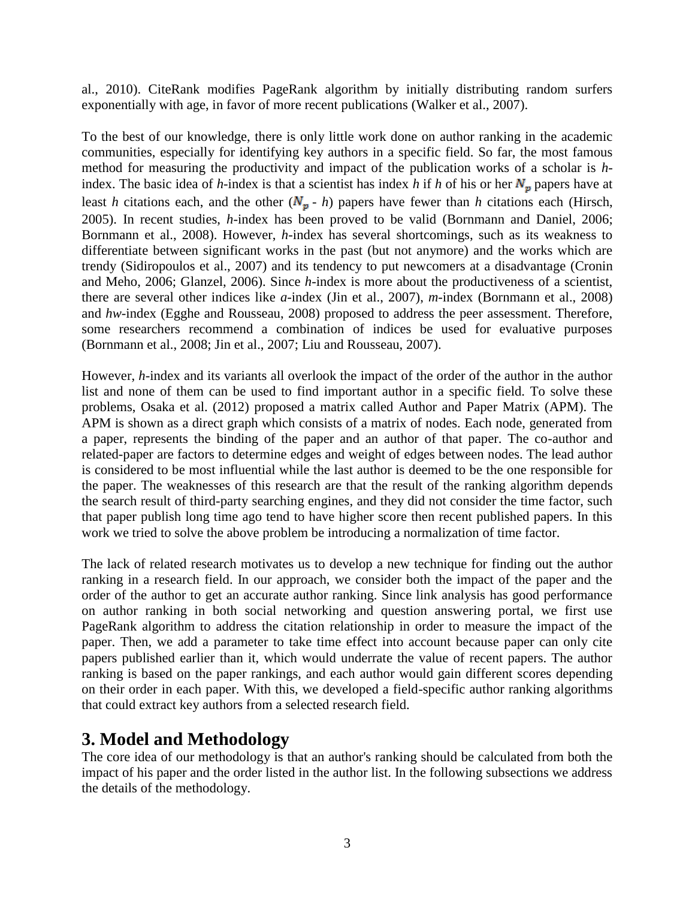al., 2010). CiteRank modifies PageRank algorithm by initially distributing random surfers exponentially with age, in favor of more recent publications (Walker et al., 2007).

To the best of our knowledge, there is only little work done on author ranking in the academic communities, especially for identifying key authors in a specific field. So far, the most famous method for measuring the productivity and impact of the publication works of a scholar is *h*-index. The basic idea of *h*-index is that a scientist has index *h* if *h* of his or her $N_p$ papers have at least *h* citations each, and the other ($N_p$ - *h*) papers have fewer than *h* citations each (Hirsch, 2005). In recent studies, *h*-index has been proved to be valid (Bornmann and Daniel, 2006; Bornmann et al., 2008). However, *h*-index has several shortcomings, such as its weakness to differentiate between significant works in the past (but not anymore) and the works which are trendy (Sidiropoulos et al., 2007) and its tendency to put newcomers at a disadvantage (Cronin and Meho, 2006; Glanzel, 2006). Since *h*-index is more about the productiveness of a scientist, there are several other indices like *a*-index (Jin et al., 2007), *m*-index (Bornmann et al., 2008) and *hw*-index (Egghe and Rousseau, 2008) proposed to address the peer assessment. Therefore, some researchers recommend a combination of indices be used for evaluative purposes (Bornmann et al., 2008; Jin et al., 2007; Liu and Rousseau, 2007).

However, *h*-index and its variants all overlook the impact of the order of the author in the author list and none of them can be used to find important author in a specific field. To solve these problems, Osaka et al. (2012) proposed a matrix called Author and Paper Matrix (APM). The APM is shown as a direct graph which consists of a matrix of nodes. Each node, generated from a paper, represents the binding of the paper and an author of that paper. The co-author and related-paper are factors to determine edges and weight of edges between nodes. The lead author is considered to be most influential while the last author is deemed to be the one responsible for the paper. The weaknesses of this research are that the result of the ranking algorithm depends the search result of third-party searching engines, and they did not consider the time factor, such that paper publish long time ago tend to have higher score then recent published papers. In this work we tried to solve the above problem be introducing a normalization of time factor.

The lack of related research motivates us to develop a new technique for finding out the author ranking in a research field. In our approach, we consider both the impact of the paper and the order of the author to get an accurate author ranking. Since link analysis has good performance on author ranking in both social networking and question answering portal, we first use PageRank algorithm to address the citation relationship in order to measure the impact of the paper. Then, we add a parameter to take time effect into account because paper can only cite papers published earlier than it, which would underrate the value of recent papers. The author ranking is based on the paper rankings, and each author would gain different scores depending on their order in each paper. With this, we developed a field-specific author ranking algorithms that could extract key authors from a selected research field.

## 3. Model and Methodology

The core idea of our methodology is that an author's ranking should be calculated from both the impact of his paper and the order listed in the author list. In the following subsections we address the details of the methodology.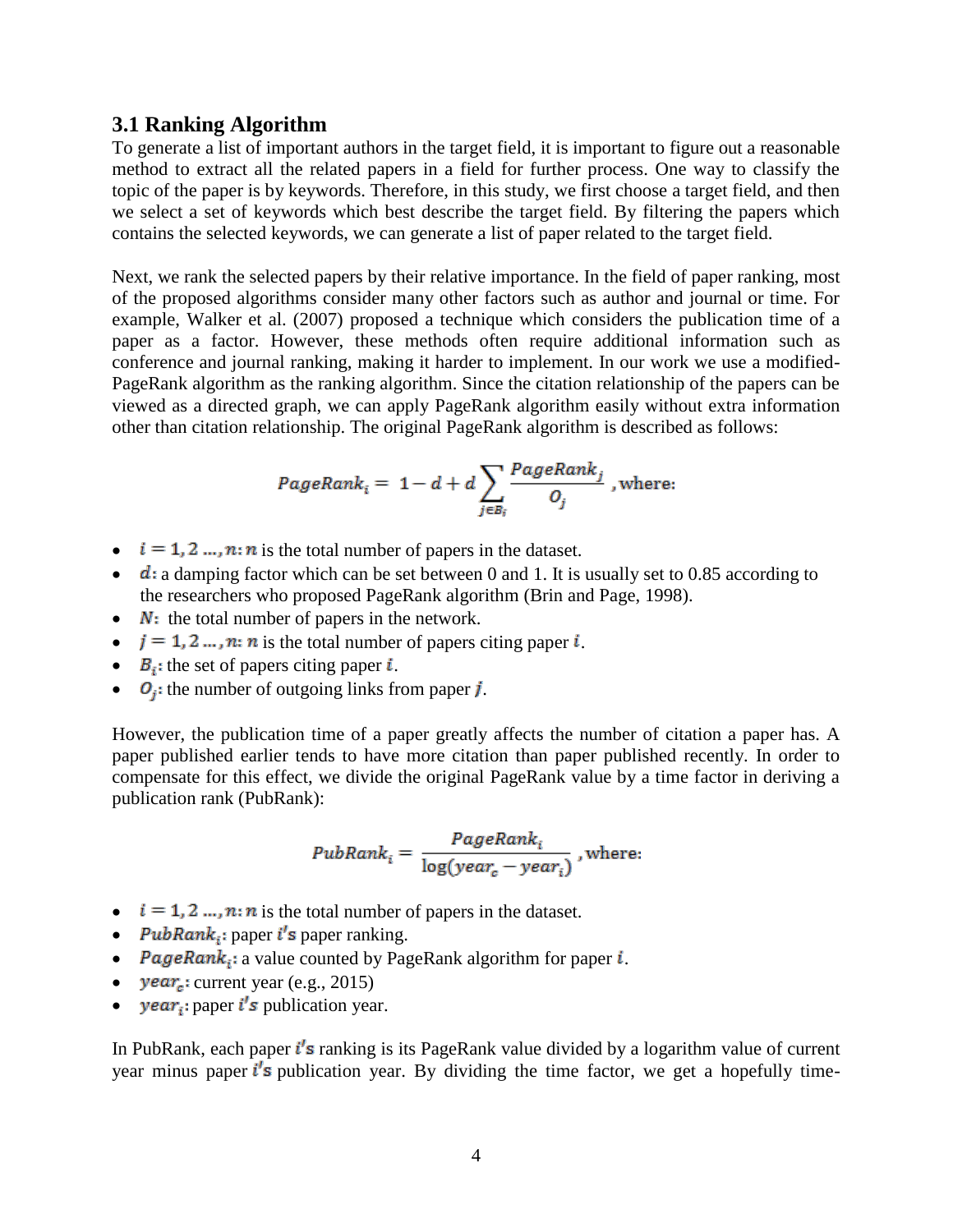### 3.1 Ranking Algorithm

To generate a list of important authors in the target field, it is important to figure out a reasonable method to extract all the related papers in a field for further process. One way to classify the topic of the paper is by keywords. Therefore, in this study, we first choose a target field, and then we select a set of keywords which best describe the target field. By filtering the papers which contains the selected keywords, we can generate a list of paper related to the target field.

Next, we rank the selected papers by their relative importance. In the field of paper ranking, most of the proposed algorithms consider many other factors such as author and journal or time. For example, Walker et al. (2007) proposed a technique which considers the publication time of a paper as a factor. However, these methods often require additional information such as conference and journal ranking, making it harder to implement. In our work we use a modified-PageRank algorithm as the ranking algorithm. Since the citation relationship of the papers can be viewed as a directed graph, we can apply PageRank algorithm easily without extra information other than citation relationship. The original PageRank algorithm is described as follows:

$$PageRank_i = 1 - d + d \sum_{j \in B_i} \frac{PageRank_j}{O_j} \text{, where:}$$

- $i = 1, 2 \ldots, n$: $n$ is the total number of papers in the dataset.
- $d$: a damping factor which can be set between 0 and 1. It is usually set to 0.85 according to the researchers who proposed PageRank algorithm (Brin and Page, 1998).
- $N$: the total number of papers in the network.
- $j = 1, 2 \ldots, n$: $n$ is the total number of papers citing paper $i$.
- $B_i$: the set of papers citing paper $i$.
- $O_j$: the number of outgoing links from paper $j$.

However, the publication time of a paper greatly affects the number of citation a paper has. A paper published earlier tends to have more citation than paper published recently. In order to compensate for this effect, we divide the original PageRank value by a time factor in deriving a publication rank (PubRank):

$$PubRank_i = \frac{PageRank_i}{\log(year_c - year_i)} \text{, where:}$$

- $i = 1, 2 \ldots, n$: $n$ is the total number of papers in the dataset.
- $PubRank_i$: paper $i's$ paper ranking.
- $PageRank_i$: a value counted by PageRank algorithm for paper $i$.
- $year_c$: current year (e.g., 2015)
- $year_i$: paper $i's$ publication year.

In PubRank, each paper $i's$ ranking is its PageRank value divided by a logarithm value of current year minus paper $i's$ publication year. By dividing the time factor, we get a hopefully time-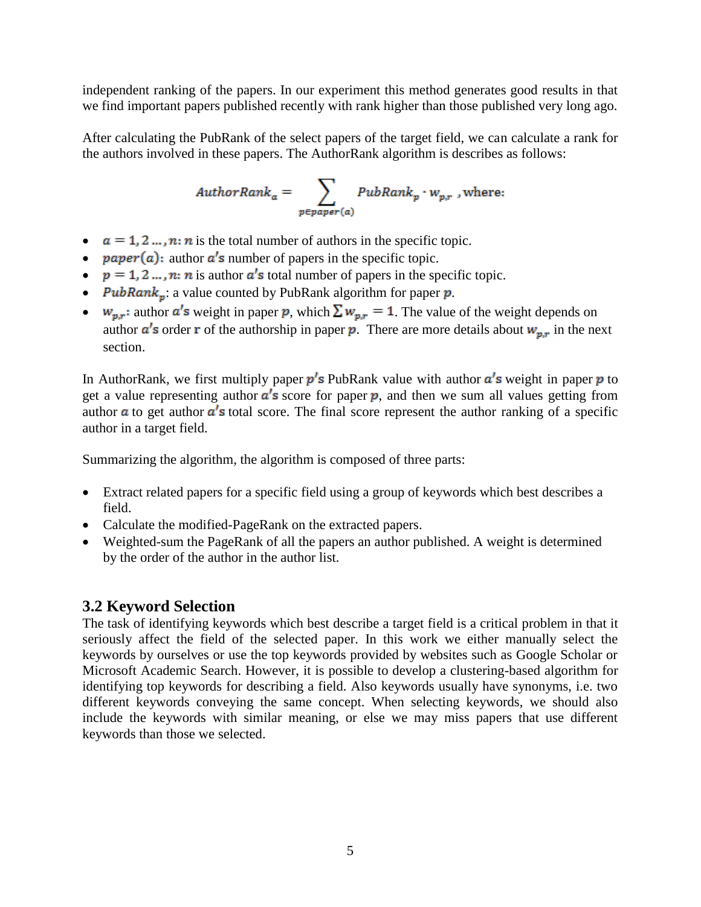independent ranking of the papers. In our experiment this method generates good results in that we find important papers published recently with rank higher than those published very long ago.

After calculating the PubRank of the select papers of the target field, we can calculate a rank for the authors involved in these papers. The AuthorRank algorithm is describes as follows:

$$AuthorRank_a = \sum_{p \in paper(a)} PubRank_p \cdot w_{p,r} \text{ , where:}$$

- $a = 1, 2 \dots, n$: $n$ is the total number of authors in the specific topic.
- $paper(a)$: author $a's$ number of papers in the specific topic.
- $p = 1, 2 \dots, n$: $n$ is author $a's$ total number of papers in the specific topic.
- $PubRank_p$: a value counted by PubRank algorithm for paper $p$.
- $w_{p,r}$: author $a's$ weight in paper $p$, which $\sum w_{p,r} = 1$. The value of the weight depends on author $a's$ order $r$ of the authorship in paper $p$. There are more details about $w_{p,r}$ in the next section.

In AuthorRank, we first multiply paper $p's$ PubRank value with author $a's$ weight in paper $p$ to get a value representing author $a's$ score for paper $p$, and then we sum all values getting from author $a$ to get author $a's$ total score. The final score represent the author ranking of a specific author in a target field.

Summarizing the algorithm, the algorithm is composed of three parts:

- Extract related papers for a specific field using a group of keywords which best describes a field.
- Calculate the modified-PageRank on the extracted papers.
- Weighted-sum the PageRank of all the papers an author published. A weight is determined by the order of the author in the author list.

## 3.2 Keyword Selection

The task of identifying keywords which best describe a target field is a critical problem in that it seriously affect the field of the selected paper. In this work we either manually select the keywords by ourselves or use the top keywords provided by websites such as Google Scholar or Microsoft Academic Search. However, it is possible to develop a clustering-based algorithm for identifying top keywords for describing a field. Also keywords usually have synonyms, i.e. two different keywords conveying the same concept. When selecting keywords, we should also include the keywords with similar meaning, or else we may miss papers that use different keywords than those we selected.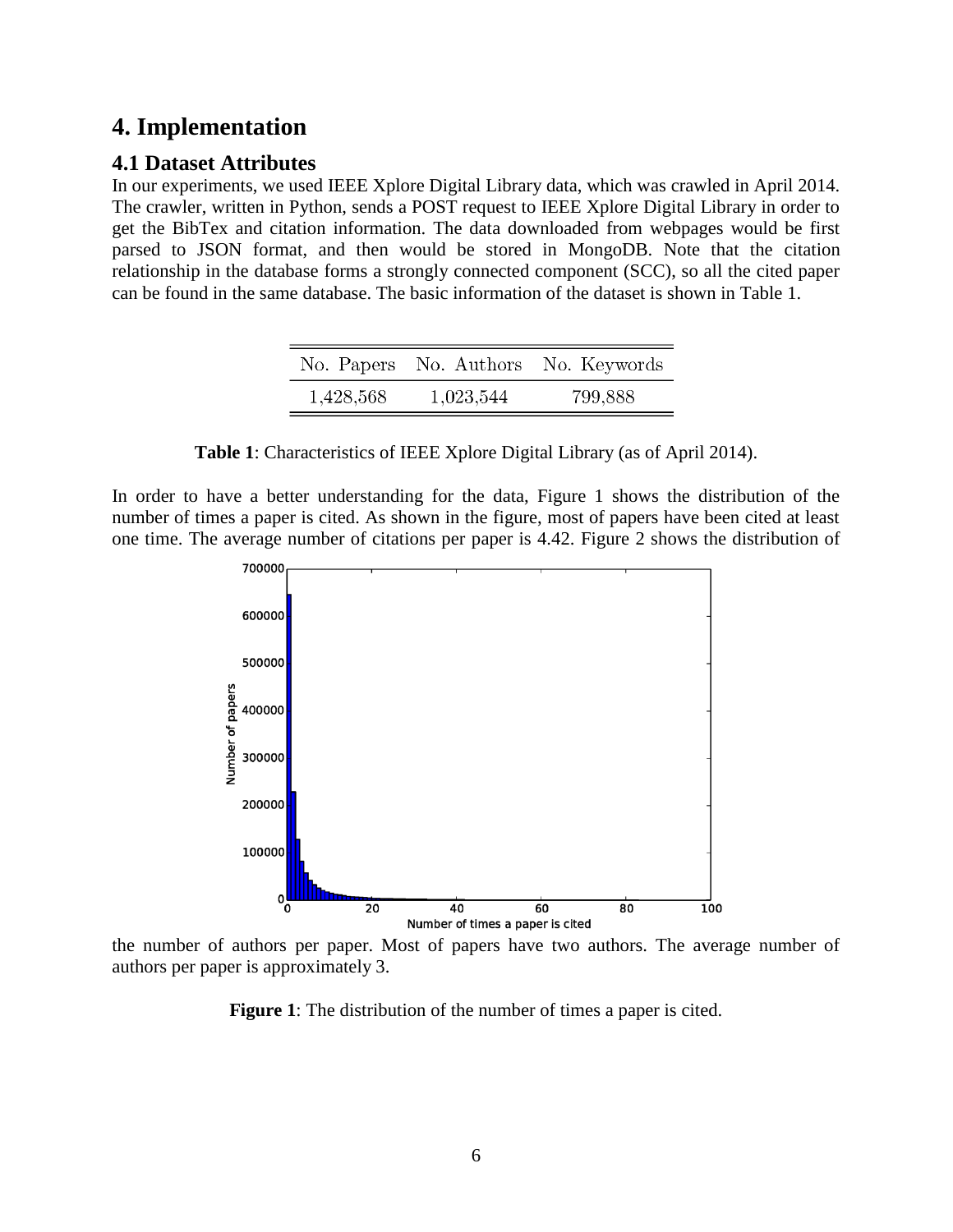# 4. Implementation

## 4.1 Dataset Attributes

In our experiments, we used IEEE Xplore Digital Library data, which was crawled in April 2014. The crawler, written in Python, sends a POST request to IEEE Xplore Digital Library in order to get the BibTex and citation information. The data downloaded from webpages would be first parsed to JSON format, and then would be stored in MongoDB. Note that the citation relationship in the database forms a strongly connected component (SCC), so all the cited paper can be found in the same database. The basic information of the dataset is shown in Table 1.

| No. Papers | No. Authors | No. Keywords |
|---|---|---|
| 1,428,568 | 1,023,544 | 799,888 |

**Table 1**: Characteristics of IEEE Xplore Digital Library (as of April 2014).

In order to have a better understanding for the data, Figure 1 shows the distribution of the number of times a paper is cited. As shown in the figure, most of papers have been cited at least one time. The average number of citations per paper is 4.42. Figure 2 shows the distribution of the number of authors per paper. Most of papers have two authors. The average number of authors per paper is approximately 3.

**Figure 1**: The distribution of the number of times a paper is cited.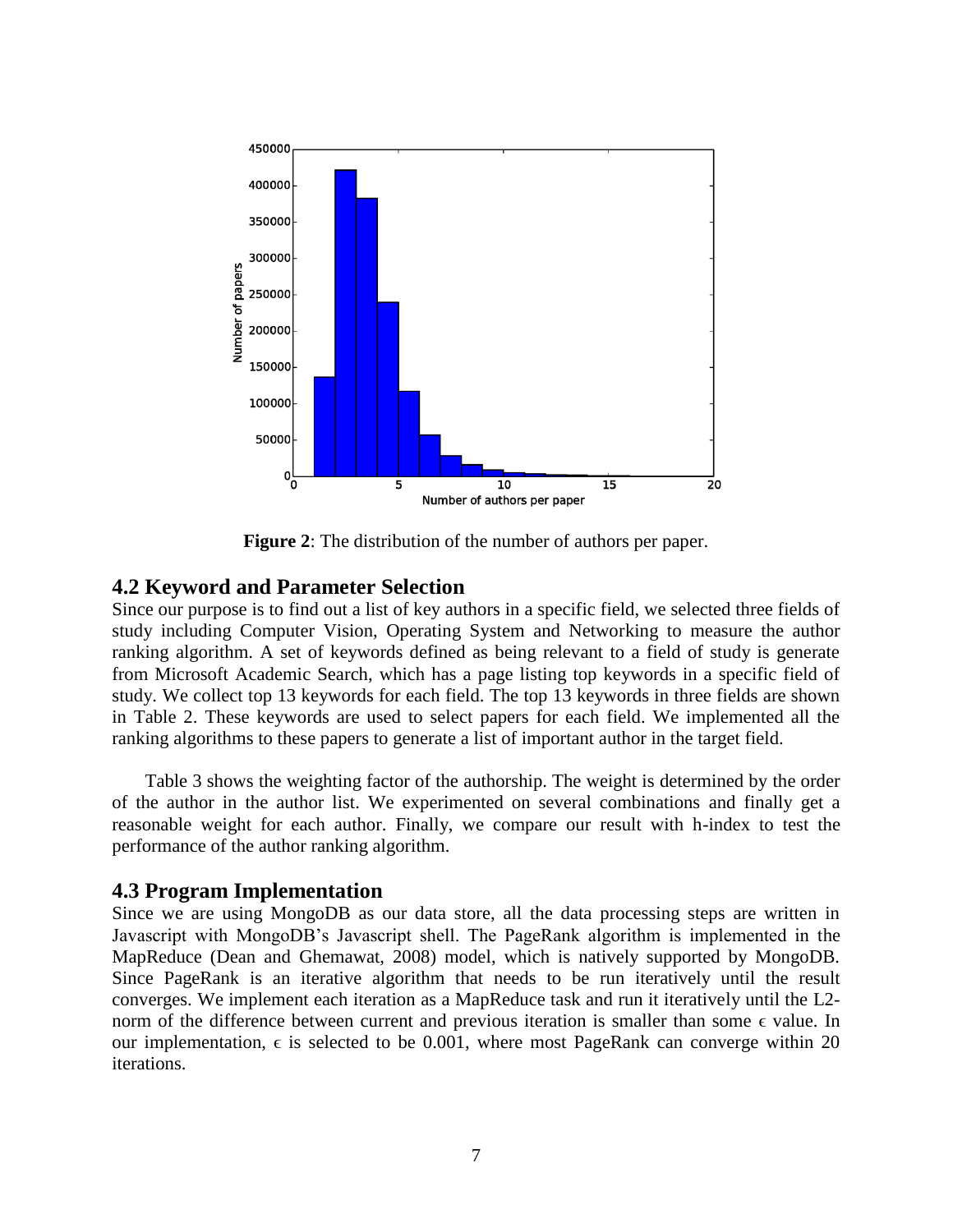**Figure 2**: The distribution of the number of authors per paper.

## 4.2 Keyword and Parameter Selection

Since our purpose is to find out a list of key authors in a specific field, we selected three fields of study including Computer Vision, Operating System and Networking to measure the author ranking algorithm. A set of keywords defined as being relevant to a field of study is generate from Microsoft Academic Search, which has a page listing top keywords in a specific field of study. We collect top 13 keywords for each field. The top 13 keywords in three fields are shown in Table 2. These keywords are used to select papers for each field. We implemented all the ranking algorithms to these papers to generate a list of important author in the target field.

Table 3 shows the weighting factor of the authorship. The weight is determined by the order of the author in the author list. We experimented on several combinations and finally get a reasonable weight for each author. Finally, we compare our result with h-index to test the performance of the author ranking algorithm.

## 4.3 Program Implementation

Since we are using MongoDB as our data store, all the data processing steps are written in Javascript with MongoDB's Javascript shell. The PageRank algorithm is implemented in the MapReduce (Dean and Ghemawat, 2008) model, which is natively supported by MongoDB. Since PageRank is an iterative algorithm that needs to be run iteratively until the result converges. We implement each iteration as a MapReduce task and run it iteratively until the L2-norm of the difference between current and previous iteration is smaller than some $\epsilon$ value. In our implementation, $\epsilon$ is selected to be 0.001, where most PageRank can converge within 20 iterations.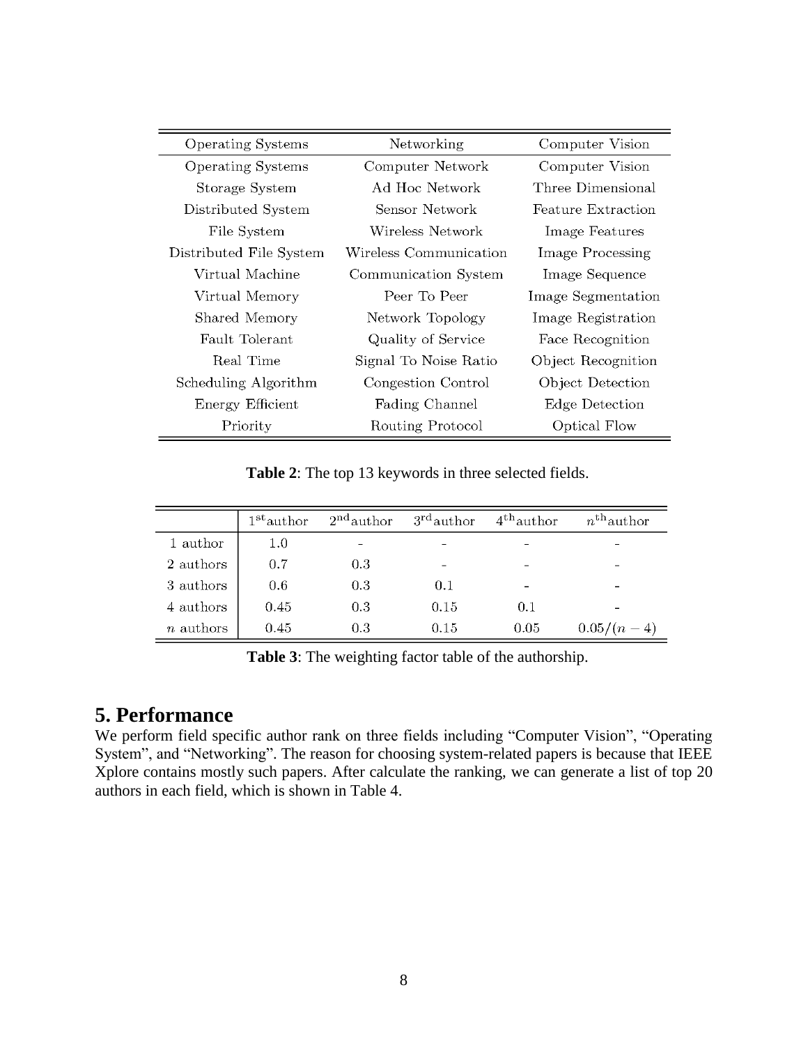| Operating Systems | Networking | Computer Vision |
| --- | --- | --- |
| Operating Systems | Computer Network | Computer Vision |
| Storage System | Ad Hoc Network | Three Dimensional |
| Distributed System | Sensor Network | Feature Extraction |
| File System | Wireless Network | Image Features |
| Distributed File System | Wireless Communication | Image Processing |
| Virtual Machine | Communication System | Image Sequence |
| Virtual Memory | Peer To Peer | Image Segmentation |
| Shared Memory | Network Topology | Image Registration |
| Fault Tolerant | Quality of Service | Face Recognition |
| Real Time | Signal To Noise Ratio | Object Recognition |
| Scheduling Algorithm | Congestion Control | Object Detection |
| Energy Efficient | Fading Channel | Edge Detection |
| Priority | Routing Protocol | Optical Flow |

**Table 2**: The top 13 keywords in three selected fields.

| | $1^{\text{st}}$author | $2^{\text{nd}}$author | $3^{\text{rd}}$author | $4^{\text{th}}$author | $n^{\text{th}}$author |
| --- | --- | --- | --- | --- | --- |
| 1 author | 1.0 | - | - | - | - |
| 2 authors | 0.7 | 0.3 | - | - | - |
| 3 authors | 0.6 | 0.3 | 0.1 | - | - |
| 4 authors | 0.45 | 0.3 | 0.15 | 0.1 | - |
| $n$ authors | 0.45 | 0.3 | 0.15 | 0.05 | $0.05/(n-4)$ |

**Table 3**: The weighting factor table of the authorship.

# 5. Performance

We perform field specific author rank on three fields including "Computer Vision", "Operating System", and "Networking". The reason for choosing system-related papers is because that IEEE Xplore contains mostly such papers. After calculate the ranking, we can generate a list of top 20 authors in each field, which is shown in Table 4.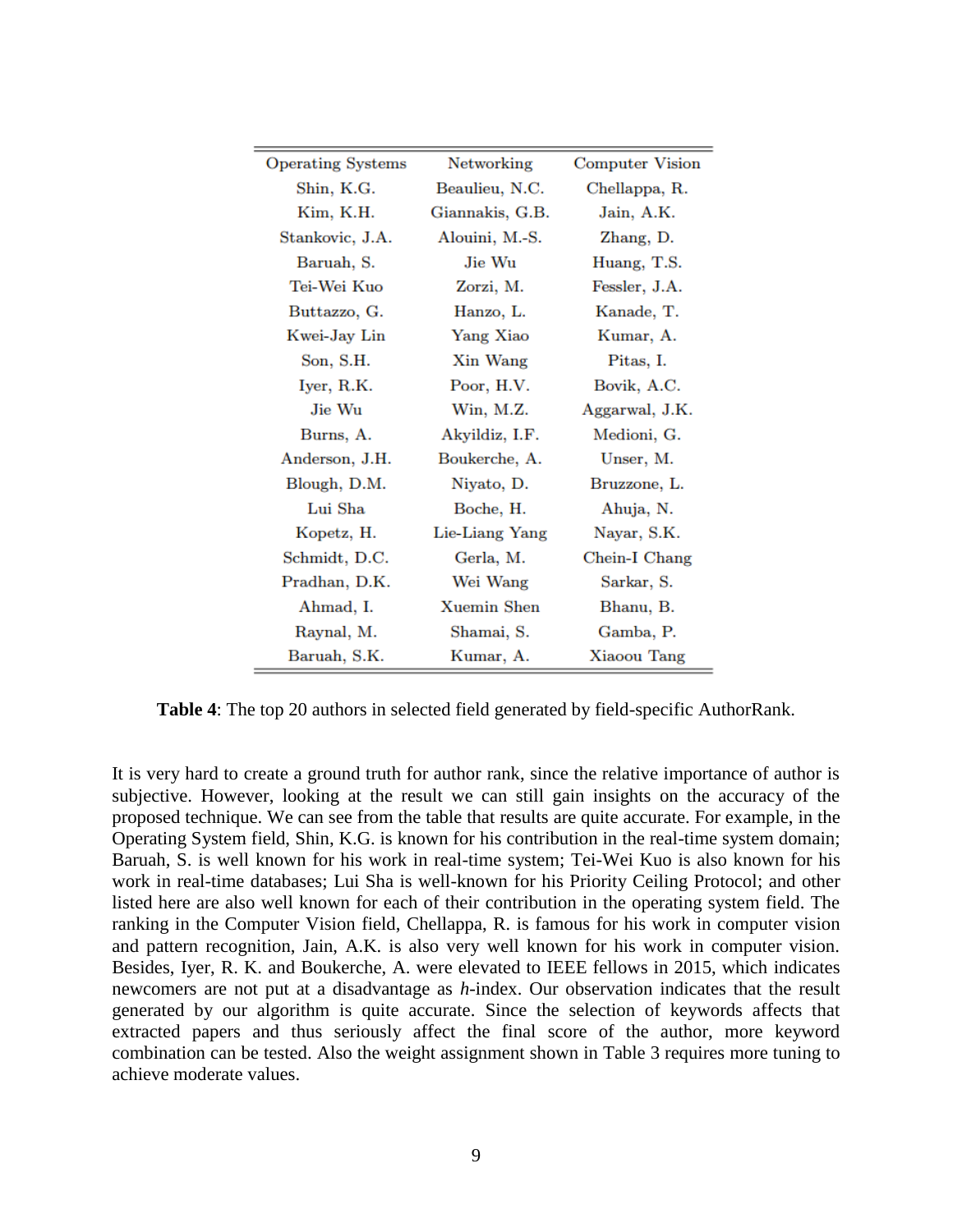| Operating Systems | Networking | Computer Vision |
|---|---|---|
| Shin, K.G. | Beaulieu, N.C. | Chellappa, R. |
| Kim, K.H. | Giannakis, G.B. | Jain, A.K. |
| Stankovic, J.A. | Alouini, M.-S. | Zhang, D. |
| Baruah, S. | Jie Wu | Huang, T.S. |
| Tei-Wei Kuo | Zorzi, M. | Fessler, J.A. |
| Buttazzo, G. | Hanzo, L. | Kanade, T. |
| Kwei-Jay Lin | Yang Xiao | Kumar, A. |
| Son, S.H. | Xin Wang | Pitas, I. |
| Iyer, R.K. | Poor, H.V. | Bovik, A.C. |
| Jie Wu | Win, M.Z. | Aggarwal, J.K. |
| Burns, A. | Akyildiz, I.F. | Medioni, G. |
| Anderson, J.H. | Boukerche, A. | Unser, M. |
| Blough, D.M. | Niyato, D. | Bruzzone, L. |
| Lui Sha | Boche, H. | Ahuja, N. |
| Kopetz, H. | Lie-Liang Yang | Nayar, S.K. |
| Schmidt, D.C. | Gerla, M. | Chein-I Chang |
| Pradhan, D.K. | Wei Wang | Sarkar, S. |
| Ahmad, I. | Xuemin Shen | Bhanu, B. |
| Raynal, M. | Shamai, S. | Gamba, P. |
| Baruah, S.K. | Kumar, A. | Xiaoou Tang |

**Table 4**: The top 20 authors in selected field generated by field-specific AuthorRank.

It is very hard to create a ground truth for author rank, since the relative importance of author is subjective. However, looking at the result we can still gain insights on the accuracy of the proposed technique. We can see from the table that results are quite accurate. For example, in the Operating System field, Shin, K.G. is known for his contribution in the real-time system domain; Baruah, S. is well known for his work in real-time system; Tei-Wei Kuo is also known for his work in real-time databases; Lui Sha is well-known for his Priority Ceiling Protocol; and other listed here are also well known for each of their contribution in the operating system field. The ranking in the Computer Vision field, Chellappa, R. is famous for his work in computer vision and pattern recognition, Jain, A.K. is also very well known for his work in computer vision. Besides, Iyer, R. K. and Boukerche, A. were elevated to IEEE fellows in 2015, which indicates newcomers are not put at a disadvantage as *h*-index. Our observation indicates that the result generated by our algorithm is quite accurate. Since the selection of keywords affects that extracted papers and thus seriously affect the final score of the author, more keyword combination can be tested. Also the weight assignment shown in Table 3 requires more tuning to achieve moderate values.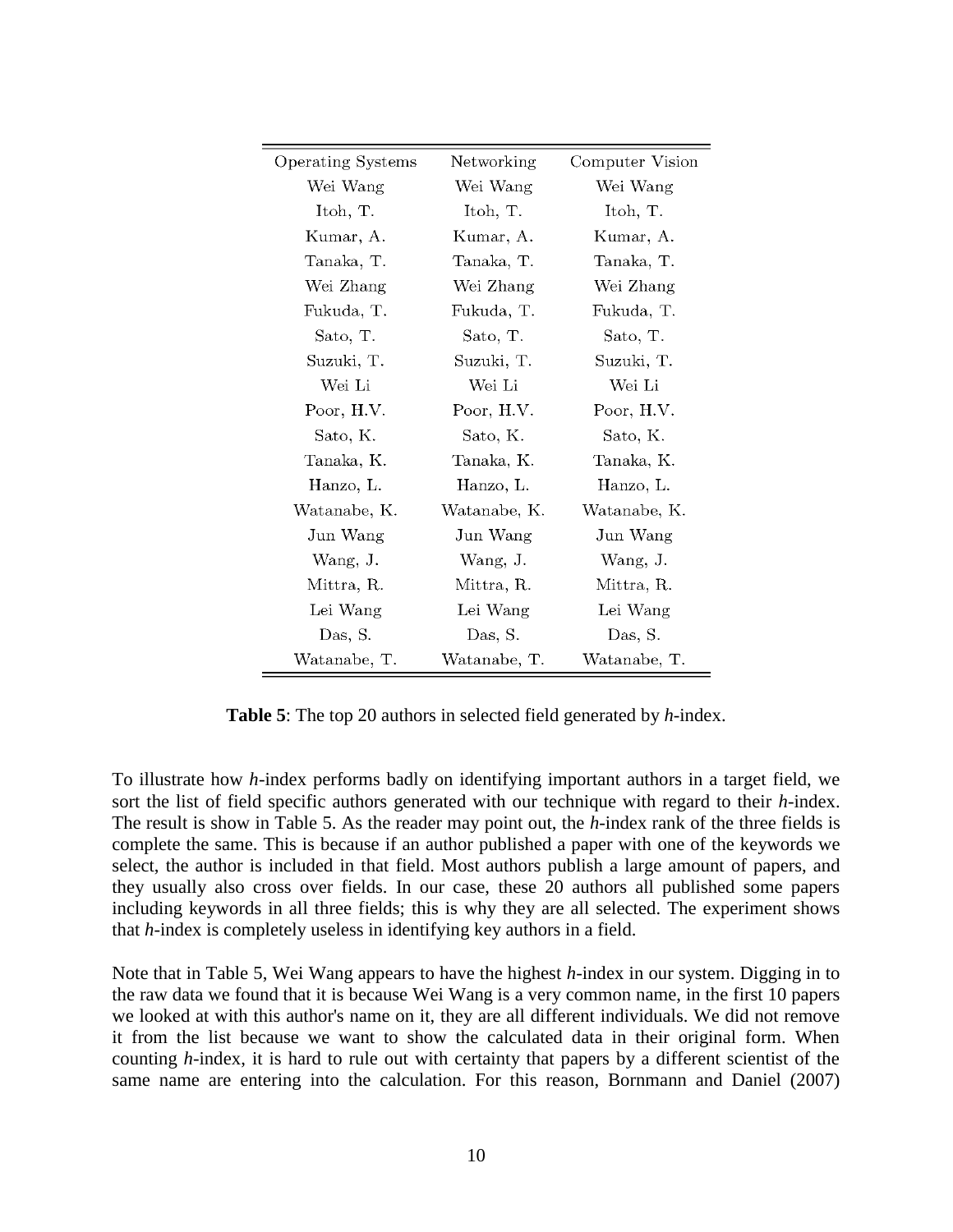| Operating Systems | Networking | Computer Vision |
|---|---|---|
| Wei Wang | Wei Wang | Wei Wang |
| Itoh, T. | Itoh, T. | Itoh, T. |
| Kumar, A. | Kumar, A. | Kumar, A. |
| Tanaka, T. | Tanaka, T. | Tanaka, T. |
| Wei Zhang | Wei Zhang | Wei Zhang |
| Fukuda, T. | Fukuda, T. | Fukuda, T. |
| Sato, T. | Sato, T. | Sato, T. |
| Suzuki, T. | Suzuki, T. | Suzuki, T. |
| Wei Li | Wei Li | Wei Li |
| Poor, H.V. | Poor, H.V. | Poor, H.V. |
| Sato, K. | Sato, K. | Sato, K. |
| Tanaka, K. | Tanaka, K. | Tanaka, K. |
| Hanzo, L. | Hanzo, L. | Hanzo, L. |
| Watanabe, K. | Watanabe, K. | Watanabe, K. |
| Jun Wang | Jun Wang | Jun Wang |
| Wang, J. | Wang, J. | Wang, J. |
| Mittra, R. | Mittra, R. | Mittra, R. |
| Lei Wang | Lei Wang | Lei Wang |
| Das, S. | Das, S. | Das, S. |
| Watanabe, T. | Watanabe, T. | Watanabe, T. |

**Table 5**: The top 20 authors in selected field generated by *h*-index.

To illustrate how *h*-index performs badly on identifying important authors in a target field, we sort the list of field specific authors generated with our technique with regard to their *h*-index. The result is show in Table 5. As the reader may point out, the *h*-index rank of the three fields is complete the same. This is because if an author published a paper with one of the keywords we select, the author is included in that field. Most authors publish a large amount of papers, and they usually also cross over fields. In our case, these 20 authors all published some papers including keywords in all three fields; this is why they are all selected. The experiment shows that *h*-index is completely useless in identifying key authors in a field.

Note that in Table 5, Wei Wang appears to have the highest *h*-index in our system. Digging in to the raw data we found that it is because Wei Wang is a very common name, in the first 10 papers we looked at with this author's name on it, they are all different individuals. We did not remove it from the list because we want to show the calculated data in their original form. When counting *h*-index, it is hard to rule out with certainty that papers by a different scientist of the same name are entering into the calculation. For this reason, Bornmann and Daniel (2007)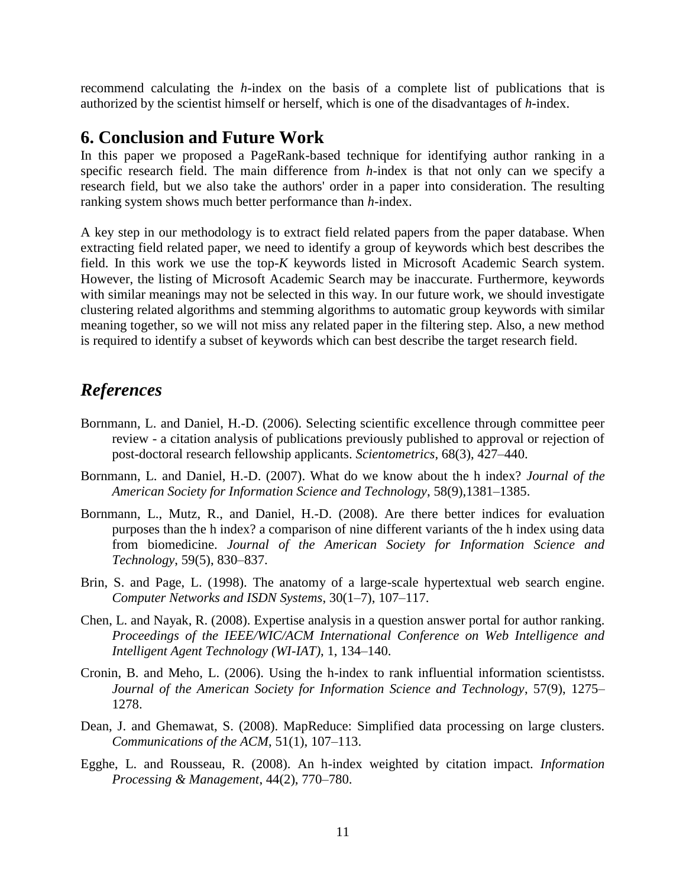recommend calculating the *h*-index on the basis of a complete list of publications that is authorized by the scientist himself or herself, which is one of the disadvantages of *h*-index.

## 6. Conclusion and Future Work

In this paper we proposed a PageRank-based technique for identifying author ranking in a specific research field. The main difference from *h*-index is that not only can we specify a research field, but we also take the authors' order in a paper into consideration. The resulting ranking system shows much better performance than *h*-index.

A key step in our methodology is to extract field related papers from the paper database. When extracting field related paper, we need to identify a group of keywords which best describes the field. In this work we use the top-*K* keywords listed in Microsoft Academic Search system. However, the listing of Microsoft Academic Search may be inaccurate. Furthermore, keywords with similar meanings may not be selected in this way. In our future work, we should investigate clustering related algorithms and stemming algorithms to automatic group keywords with similar meaning together, so we will not miss any related paper in the filtering step. Also, a new method is required to identify a subset of keywords which can best describe the target research field.

## *References*

Bornmann, L. and Daniel, H.-D. (2006). Selecting scientific excellence through committee peer review - a citation analysis of publications previously published to approval or rejection of post-doctoral research fellowship applicants. *Scientometrics*, 68(3), 427–440.

Bornmann, L. and Daniel, H.-D. (2007). What do we know about the h index? *Journal of the American Society for Information Science and Technology*, 58(9),1381–1385.

Bornmann, L., Mutz, R., and Daniel, H.-D. (2008). Are there better indices for evaluation purposes than the h index? a comparison of nine different variants of the h index using data from biomedicine. *Journal of the American Society for Information Science and Technology*, 59(5), 830–837.

Brin, S. and Page, L. (1998). The anatomy of a large-scale hypertextual web search engine. *Computer Networks and ISDN Systems*, 30(1–7), 107–117.

Chen, L. and Nayak, R. (2008). Expertise analysis in a question answer portal for author ranking. *Proceedings of the IEEE/WIC/ACM International Conference on Web Intelligence and Intelligent Agent Technology (WI-IAT)*, 1, 134–140.

Cronin, B. and Meho, L. (2006). Using the h-index to rank influential information scientistss. *Journal of the American Society for Information Science and Technology*, 57(9), 1275–1278.

Dean, J. and Ghemawat, S. (2008). MapReduce: Simplified data processing on large clusters. *Communications of the ACM*, 51(1), 107–113.

Egghe, L. and Rousseau, R. (2008). An h-index weighted by citation impact. *Information Processing & Management*, 44(2), 770–780.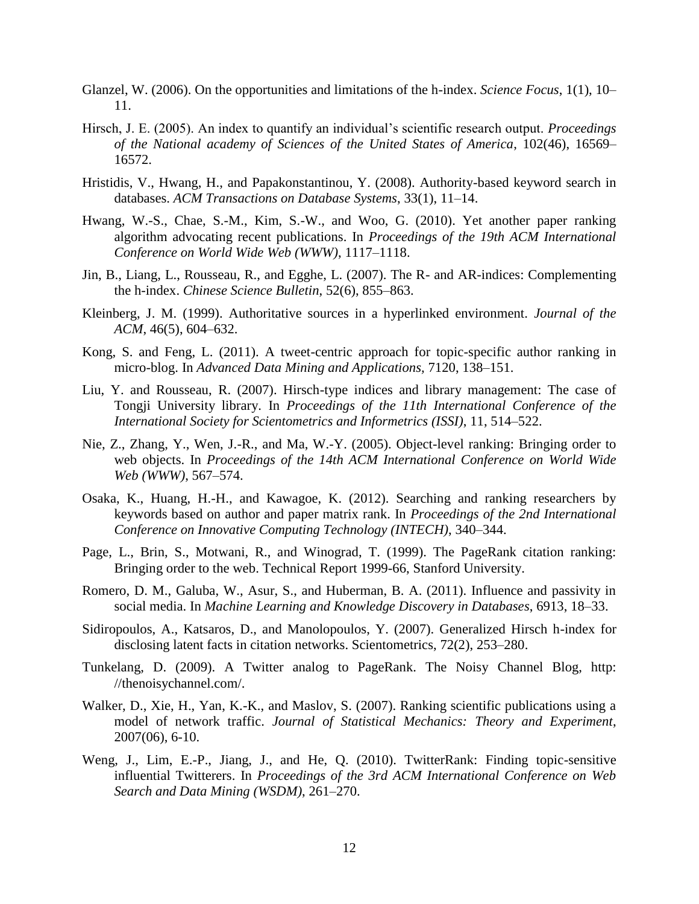Glanzel, W. (2006). On the opportunities and limitations of the h-index. *Science Focus*, 1(1), 10–11.

Hirsch, J. E. (2005). An index to quantify an individual's scientific research output. *Proceedings of the National academy of Sciences of the United States of America*, 102(46), 16569–16572.

Hristidis, V., Hwang, H., and Papakonstantinou, Y. (2008). Authority-based keyword search in databases. *ACM Transactions on Database Systems*, 33(1), 11–14.

Hwang, W.-S., Chae, S.-M., Kim, S.-W., and Woo, G. (2010). Yet another paper ranking algorithm advocating recent publications. In *Proceedings of the 19th ACM International Conference on World Wide Web (WWW)*, 1117–1118.

Jin, B., Liang, L., Rousseau, R., and Egghe, L. (2007). The R- and AR-indices: Complementing the h-index. *Chinese Science Bulletin*, 52(6), 855–863.

Kleinberg, J. M. (1999). Authoritative sources in a hyperlinked environment. *Journal of the ACM*, 46(5), 604–632.

Kong, S. and Feng, L. (2011). A tweet-centric approach for topic-specific author ranking in micro-blog. In *Advanced Data Mining and Applications*, 7120, 138–151.

Liu, Y. and Rousseau, R. (2007). Hirsch-type indices and library management: The case of Tongji University library. In *Proceedings of the 11th International Conference of the International Society for Scientometrics and Informetrics (ISSI)*, 11, 514–522.

Nie, Z., Zhang, Y., Wen, J.-R., and Ma, W.-Y. (2005). Object-level ranking: Bringing order to web objects. In *Proceedings of the 14th ACM International Conference on World Wide Web (WWW)*, 567–574.

Osaka, K., Huang, H.-H., and Kawagoe, K. (2012). Searching and ranking researchers by keywords based on author and paper matrix rank. In *Proceedings of the 2nd International Conference on Innovative Computing Technology (INTECH)*, 340–344.

Page, L., Brin, S., Motwani, R., and Winograd, T. (1999). The PageRank citation ranking: Bringing order to the web. Technical Report 1999-66, Stanford University.

Romero, D. M., Galuba, W., Asur, S., and Huberman, B. A. (2011). Influence and passivity in social media. In *Machine Learning and Knowledge Discovery in Databases*, 6913, 18–33.

Sidiropoulos, A., Katsaros, D., and Manolopoulos, Y. (2007). Generalized Hirsch h-index for disclosing latent facts in citation networks. Scientometrics, 72(2), 253–280.

Tunkelang, D. (2009). A Twitter analog to PageRank. The Noisy Channel Blog, http: //thenoisychannel.com/.

Walker, D., Xie, H., Yan, K.-K., and Maslov, S. (2007). Ranking scientific publications using a model of network traffic. *Journal of Statistical Mechanics: Theory and Experiment*, 2007(06), 6-10.

Weng, J., Lim, E.-P., Jiang, J., and He, Q. (2010). TwitterRank: Finding topic-sensitive influential Twitterers. In *Proceedings of the 3rd ACM International Conference on Web Search and Data Mining (WSDM)*, 261–270.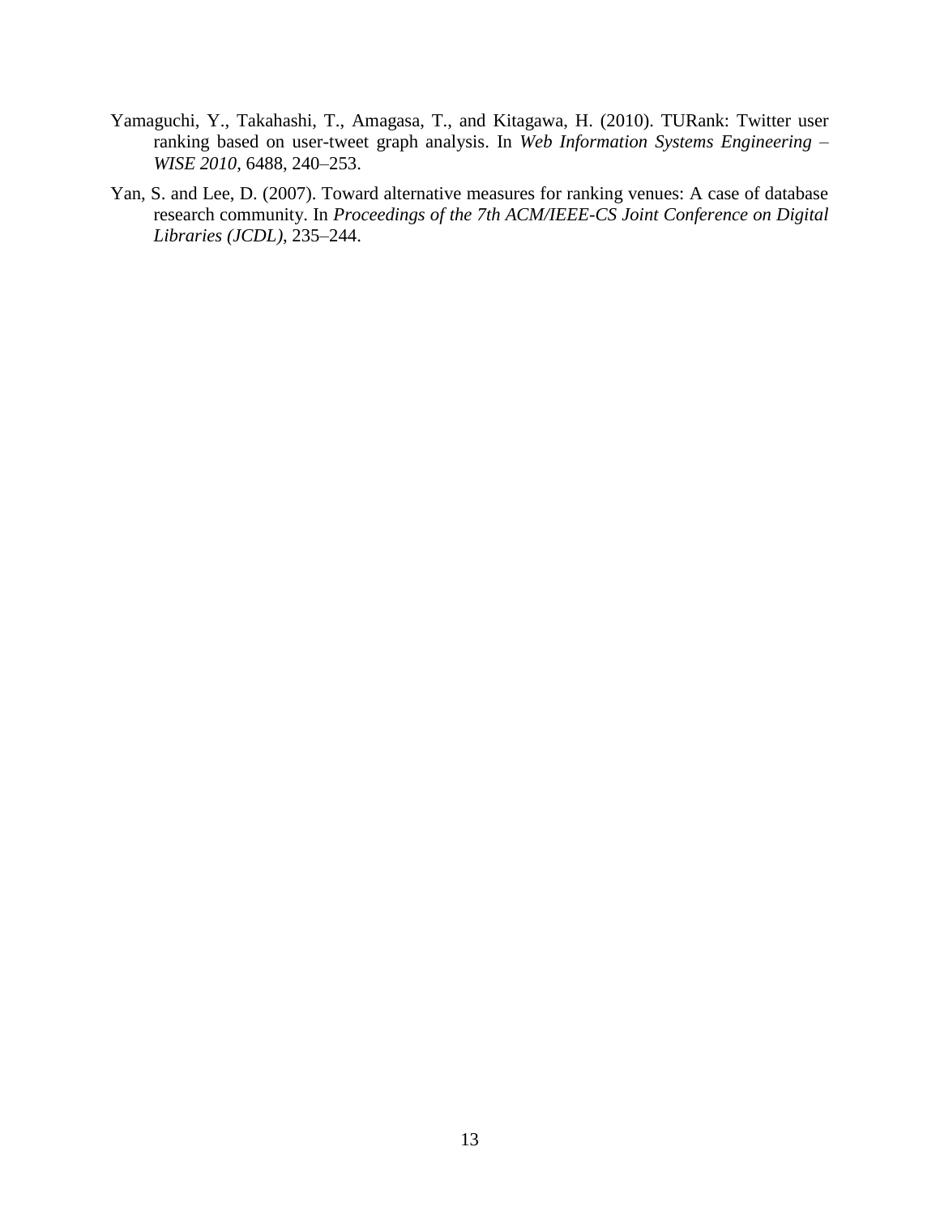Yamaguchi, Y., Takahashi, T., Amagasa, T., and Kitagawa, H. (2010). TURank: Twitter user ranking based on user-tweet graph analysis. In *Web Information Systems Engineering – WISE 2010*, 6488, 240–253.

Yan, S. and Lee, D. (2007). Toward alternative measures for ranking venues: A case of database research community. In *Proceedings of the 7th ACM/IEEE-CS Joint Conference on Digital Libraries (JCDL)*, 235–244.